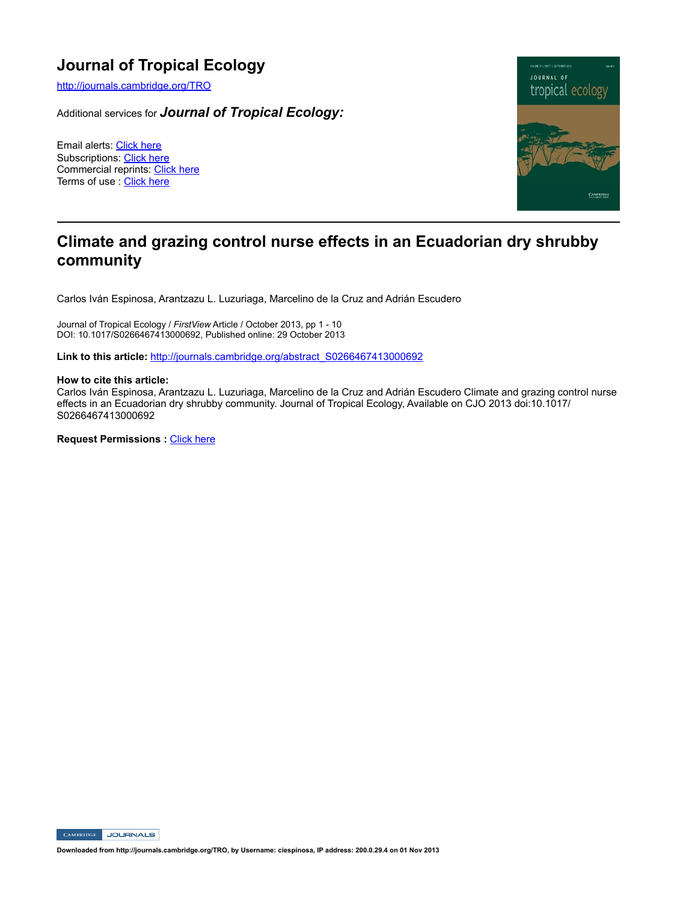# Journal of Tropical Ecology

http://journals.cambridge.org/TRO

Additional services for ***Journal of Tropical Ecology:***

Email alerts: Click here
Subscriptions: Click here
Commercial reprints: Click here
Terms of use : Click here

---

## Climate and grazing control nurse effects in an Ecuadorian dry shrubby community

Carlos Iván Espinosa, Arantzazu L. Luzuriaga, Marcelino de la Cruz and Adrián Escudero

Journal of Tropical Ecology / *FirstView* Article / October 2013, pp 1 - 10
DOI: 10.1017/S0266467413000692, Published online: 29 October 2013

**Link to this article:** http://journals.cambridge.org/abstract_S0266467413000692

**How to cite this article:**
Carlos Iván Espinosa, Arantzazu L. Luzuriaga, Marcelino de la Cruz and Adrián Escudero Climate and grazing control nurse effects in an Ecuadorian dry shrubby community. Journal of Tropical Ecology, Available on CJO 2013 doi:10.1017/S0266467413000692

**Request Permissions :** Click here

**Downloaded from http://journals.cambridge.org/TRO, by Username: ciespinosa, IP address: 200.0.29.4 on 01 Nov 2013**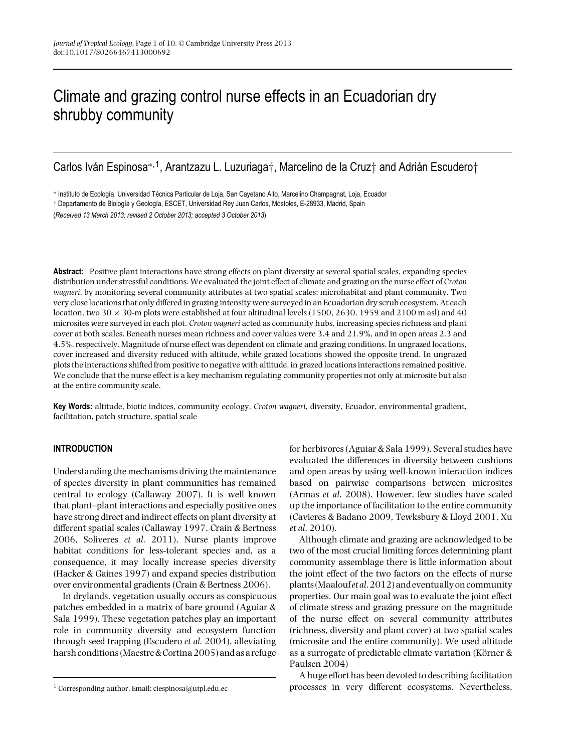# Climate and grazing control nurse effects in an Ecuadorian dry shrubby community

Carlos Iván Espinosa*,[1], Arantzazu L. Luzuriaga†, Marcelino de la Cruz† and Adrián Escudero†

\* Instituto de Ecología. Universidad Técnica Particular de Loja, San Cayetano Alto, Marcelino Champagnat, Loja, Ecuador

† Departamento de Biología y Geología, ESCET, Universidad Rey Juan Carlos, Móstoles, E-28933, Madrid, Spain

(*Received 13 March 2013; revised 2 October 2013; accepted 3 October 2013*)

**Abstract:** Positive plant interactions have strong effects on plant diversity at several spatial scales, expanding species distribution under stressful conditions. We evaluated the joint effect of climate and grazing on the nurse effect of *Croton wagneri*, by monitoring several community attributes at two spatial scales: microhabitat and plant community. Two very close locations that only differed in grazing intensity were surveyed in an Ecuadorian dry scrub ecosystem. At each location, two 30 × 30-m plots were established at four altitudinal levels (1500, 2630, 1959 and 2100 m asl) and 40 microsites were surveyed in each plot. *Croton wagneri* acted as community hubs, increasing species richness and plant cover at both scales. Beneath nurses mean richness and cover values were 3.4 and 21.9%, and in open areas 2.3 and 4.5%, respectively. Magnitude of nurse effect was dependent on climate and grazing conditions. In ungrazed locations, cover increased and diversity reduced with altitude, while grazed locations showed the opposite trend. In ungrazed plots the interactions shifted from positive to negative with altitude, in grazed locations interactions remained positive. We conclude that the nurse effect is a key mechanism regulating community properties not only at microsite but also at the entire community scale.

**Key Words:** altitude, biotic indices, community ecology, *Croton wagneri*, diversity, Ecuador, environmental gradient, facilitation, patch structure, spatial scale

## INTRODUCTION

Understanding the mechanisms driving the maintenance of species diversity in plant communities has remained central to ecology (Callaway 2007). It is well known that plant–plant interactions and especially positive ones have strong direct and indirect effects on plant diversity at different spatial scales (Callaway 1997, Crain & Bertness 2006, Soliveres *et al.* 2011). Nurse plants improve habitat conditions for less-tolerant species and, as a consequence, it may locally increase species diversity (Hacker & Gaines 1997) and expand species distribution over environmental gradients (Crain & Bertness 2006).

In drylands, vegetation usually occurs as conspicuous patches embedded in a matrix of bare ground (Aguiar & Sala 1999). These vegetation patches play an important role in community diversity and ecosystem function through seed trapping (Escudero *et al.* 2004), alleviating harsh conditions (Maestre & Cortina 2005) and as a refuge for herbivores (Aguiar & Sala 1999). Several studies have evaluated the differences in diversity between cushions and open areas by using well-known interaction indices based on pairwise comparisons between microsites (Armas *et al.* 2008). However, few studies have scaled up the importance of facilitation to the entire community (Cavieres & Badano 2009, Tewksbury & Lloyd 2001, Xu *et al.* 2010).

Although climate and grazing are acknowledged to be two of the most crucial limiting forces determining plant community assemblage there is little information about the joint effect of the two factors on the effects of nurse plants (Maalouf *et al.* 2012) and eventually on community properties. Our main goal was to evaluate the joint effect of climate stress and grazing pressure on the magnitude of the nurse effect on several community attributes (richness, diversity and plant cover) at two spatial scales (microsite and the entire community). We used altitude as a surrogate of predictable climate variation (Körner & Paulsen 2004)

A huge effort has been devoted to describing facilitation processes in very different ecosystems. Nevertheless,

[1] Corresponding author. Email: ciespinosa@utpl.edu.ec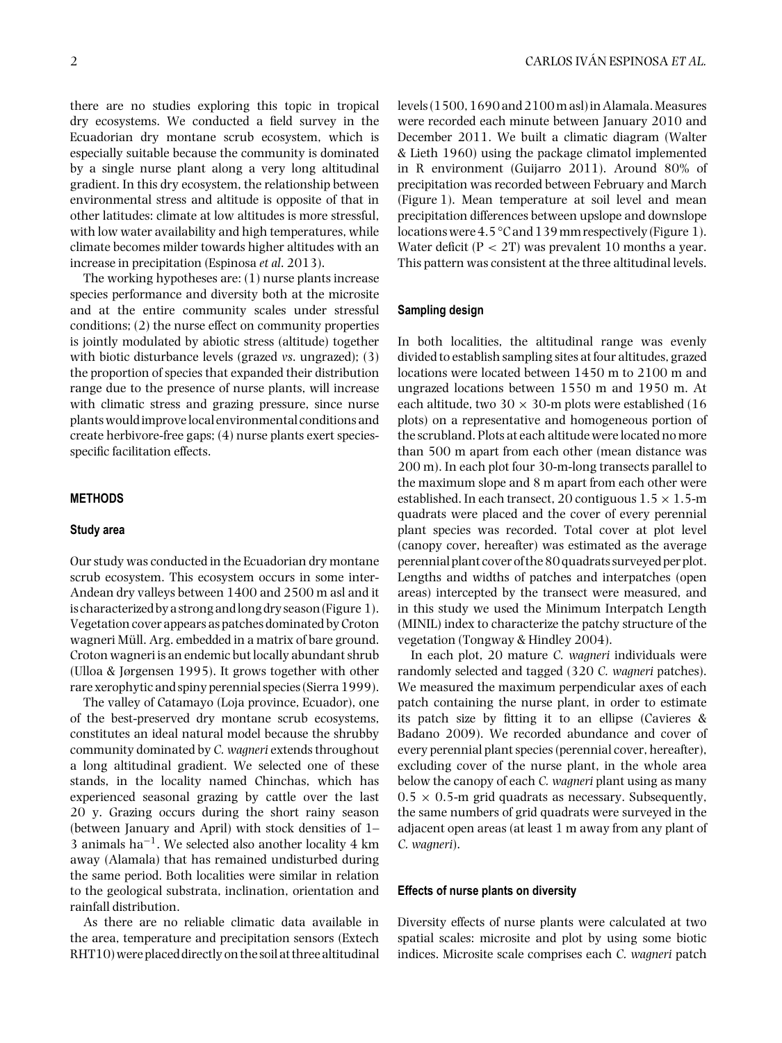there are no studies exploring this topic in tropical dry ecosystems. We conducted a field survey in the Ecuadorian dry montane scrub ecosystem, which is especially suitable because the community is dominated by a single nurse plant along a very long altitudinal gradient. In this dry ecosystem, the relationship between environmental stress and altitude is opposite of that in other latitudes: climate at low altitudes is more stressful, with low water availability and high temperatures, while climate becomes milder towards higher altitudes with an increase in precipitation (Espinosa *et al.* 2013).

The working hypotheses are: (1) nurse plants increase species performance and diversity both at the microsite and at the entire community scales under stressful conditions; (2) the nurse effect on community properties is jointly modulated by abiotic stress (altitude) together with biotic disturbance levels (grazed *vs.* ungrazed); (3) the proportion of species that expanded their distribution range due to the presence of nurse plants, will increase with climatic stress and grazing pressure, since nurse plants would improve local environmental conditions and create herbivore-free gaps; (4) nurse plants exert species-specific facilitation effects.

## METHODS

### Study area

Our study was conducted in the Ecuadorian dry montane scrub ecosystem. This ecosystem occurs in some inter-Andean dry valleys between 1400 and 2500 m asl and it is characterized by a strong and long dry season (Figure 1). Vegetation cover appears as patches dominated by Croton wagneri Müll. Arg. embedded in a matrix of bare ground. Croton wagneri is an endemic but locally abundant shrub (Ulloa & Jørgensen 1995). It grows together with other rare xerophytic and spiny perennial species (Sierra 1999).

The valley of Catamayo (Loja province, Ecuador), one of the best-preserved dry montane scrub ecosystems, constitutes an ideal natural model because the shrubby community dominated by *C. wagneri* extends throughout a long altitudinal gradient. We selected one of these stands, in the locality named Chinchas, which has experienced seasonal grazing by cattle over the last 20 y. Grazing occurs during the short rainy season (between January and April) with stock densities of 1–3 animals ha$^{-1}$. We selected also another locality 4 km away (Alamala) that has remained undisturbed during the same period. Both localities were similar in relation to the geological substrata, inclination, orientation and rainfall distribution.

As there are no reliable climatic data available in the area, temperature and precipitation sensors (Extech RHT10) were placed directly on the soil at three altitudinal levels (1500, 1690 and 2100 m asl) in Alamala. Measures were recorded each minute between January 2010 and December 2011. We built a climatic diagram (Walter & Lieth 1960) using the package climatol implemented in R environment (Guijarro 2011). Around 80% of precipitation was recorded between February and March (Figure 1). Mean temperature at soil level and mean precipitation differences between upslope and downslope locations were 4.5 °C and 139 mm respectively (Figure 1). Water deficit ($P < 2T$) was prevalent 10 months a year. This pattern was consistent at the three altitudinal levels.

### Sampling design

In both localities, the altitudinal range was evenly divided to establish sampling sites at four altitudes, grazed locations were located between 1450 m to 2100 m and ungrazed locations between 1550 m and 1950 m. At each altitude, two 30 × 30-m plots were established (16 plots) on a representative and homogeneous portion of the scrubland. Plots at each altitude were located no more than 500 m apart from each other (mean distance was 200 m). In each plot four 30-m-long transects parallel to the maximum slope and 8 m apart from each other were established. In each transect, 20 contiguous 1.5 × 1.5-m quadrats were placed and the cover of every perennial plant species was recorded. Total cover at plot level (canopy cover, hereafter) was estimated as the average perennial plant cover of the 80 quadrats surveyed per plot. Lengths and widths of patches and interpatches (open areas) intercepted by the transect were measured, and in this study we used the Minimum Interpatch Length (MINIL) index to characterize the patchy structure of the vegetation (Tongway & Hindley 2004).

In each plot, 20 mature *C. wagneri* individuals were randomly selected and tagged (320 *C. wagneri* patches). We measured the maximum perpendicular axes of each patch containing the nurse plant, in order to estimate its patch size by fitting it to an ellipse (Cavieres & Badano 2009). We recorded abundance and cover of every perennial plant species (perennial cover, hereafter), excluding cover of the nurse plant, in the whole area below the canopy of each *C. wagneri* plant using as many 0.5 × 0.5-m grid quadrats as necessary. Subsequently, the same numbers of grid quadrats were surveyed in the adjacent open areas (at least 1 m away from any plant of *C. wagneri*).

### Effects of nurse plants on diversity

Diversity effects of nurse plants were calculated at two spatial scales: microsite and plot by using some biotic indices. Microsite scale comprises each *C. wagneri* patch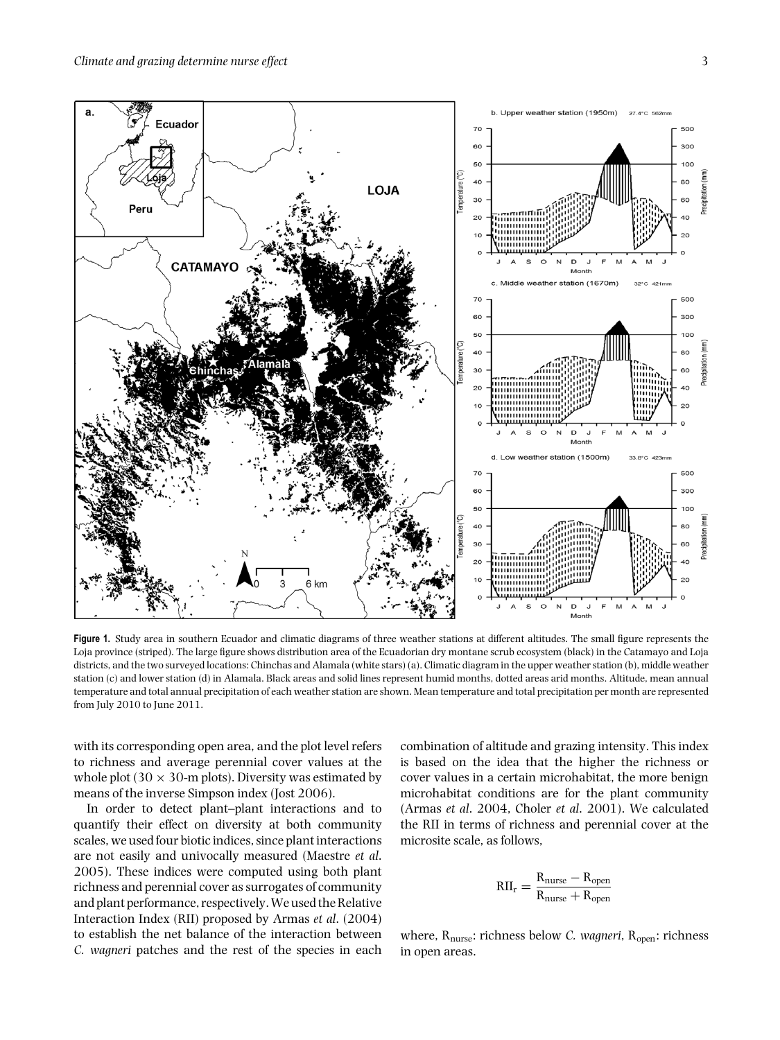**Figure 1.** Study area in southern Ecuador and climatic diagrams of three weather stations at different altitudes. The small figure represents the Loja province (striped). The large figure shows distribution area of the Ecuadorian dry montane scrub ecosystem (black) in the Catamayo and Loja districts, and the two surveyed locations: Chinchas and Alamala (white stars) (a). Climatic diagram in the upper weather station (b), middle weather station (c) and lower station (d) in Alamala. Black areas and solid lines represent humid months, dotted areas arid months. Altitude, mean annual temperature and total annual precipitation of each weather station are shown. Mean temperature and total precipitation per month are represented from July 2010 to June 2011.

with its corresponding open area, and the plot level refers to richness and average perennial cover values at the whole plot (30 × 30-m plots). Diversity was estimated by means of the inverse Simpson index (Jost 2006).

In order to detect plant–plant interactions and to quantify their effect on diversity at both community scales, we used four biotic indices, since plant interactions are not easily and univocally measured (Maestre *et al.* 2005). These indices were computed using both plant richness and perennial cover as surrogates of community and plant performance, respectively. We used the Relative Interaction Index (RII) proposed by Armas *et al.* (2004) to establish the net balance of the interaction between *C. wagneri* patches and the rest of the species in each combination of altitude and grazing intensity. This index is based on the idea that the higher the richness or cover values in a certain microhabitat, the more benign microhabitat conditions are for the plant community (Armas *et al.* 2004, Choler *et al.* 2001). We calculated the RII in terms of richness and perennial cover at the microsite scale, as follows,

$$\mathrm{RII_r} = \frac{\mathrm{R_{nurse}} - \mathrm{R_{open}}}{\mathrm{R_{nurse}} + \mathrm{R_{open}}}$$

where, $\mathrm{R_{nurse}}$: richness below *C. wagneri*, $\mathrm{R_{open}}$: richness in open areas.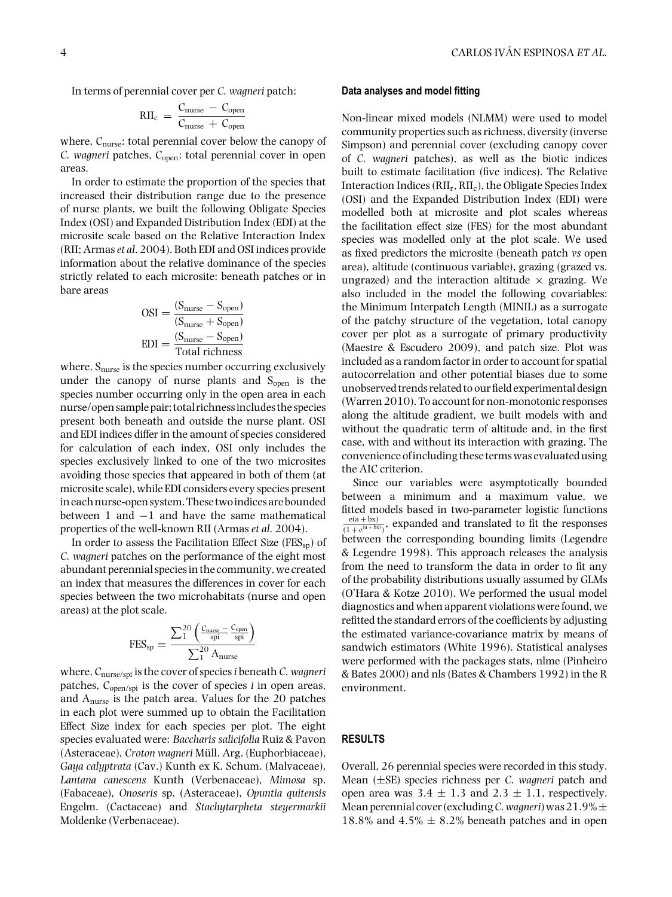In terms of perennial cover per *C. wagneri* patch:

$$\mathrm{RII_c} = \frac{\mathrm{C_{nurse}} - \mathrm{C_{open}}}{\mathrm{C_{nurse}} + \mathrm{C_{open}}}$$

where, $\mathrm{C_{nurse}}$: total perennial cover below the canopy of *C. wagneri* patches, $\mathrm{C_{open}}$: total perennial cover in open areas.

In order to estimate the proportion of the species that increased their distribution range due to the presence of nurse plants, we built the following Obligate Species Index (OSI) and Expanded Distribution Index (EDI) at the microsite scale based on the Relative Interaction Index (RII; Armas *et al*. 2004). Both EDI and OSI indices provide information about the relative dominance of the species strictly related to each microsite: beneath patches or in bare areas

$$\mathrm{OSI} = \frac{(\mathrm{S_{nurse}} - \mathrm{S_{open}})}{(\mathrm{S_{nurse}} + \mathrm{S_{open}})}$$

$$\mathrm{EDI} = \frac{(\mathrm{S_{nurse}} - \mathrm{S_{open}})}{\text{Total richness}}$$

where, $\mathrm{S_{nurse}}$ is the species number occurring exclusively under the canopy of nurse plants and $\mathrm{S_{open}}$ is the species number occurring only in the open area in each nurse/open sample pair; total richness includes the species present both beneath and outside the nurse plant. OSI and EDI indices differ in the amount of species considered for calculation of each index, OSI only includes the species exclusively linked to one of the two microsites avoiding those species that appeared in both of them (at microsite scale), while EDI considers every species present in each nurse-open system. These two indices are bounded between 1 and −1 and have the same mathematical properties of the well-known RII (Armas *et al*. 2004).

In order to assess the Facilitation Effect Size ($\mathrm{FES_{sp}}$) of *C. wagneri* patches on the performance of the eight most abundant perennial species in the community, we created an index that measures the differences in cover for each species between the two microhabitats (nurse and open areas) at the plot scale.

$$\mathrm{FES_{sp}} = \frac{\sum_{1}^{20}\left(\frac{\mathrm{C_{nurse}}}{\mathrm{spi}} - \frac{\mathrm{C_{open}}}{\mathrm{spi}}\right)}{\sum_{1}^{20}\mathrm{A_{nurse}}}$$

where, $\mathrm{C_{nurse/spi}}$ is the cover of species *i* beneath *C. wagneri* patches, $\mathrm{C_{open/spi}}$ is the cover of species *i* in open areas, and $\mathrm{A_{nurse}}$ is the patch area. Values for the 20 patches in each plot were summed up to obtain the Facilitation Effect Size index for each species per plot. The eight species evaluated were: *Baccharis salicifolia* Ruiz & Pavon (Asteraceae), *Croton wagneri* Müll. Arg. (Euphorbiaceae), *Gaya calyptrata* (Cav.) Kunth ex K. Schum. (Malvaceae), *Lantana canescens* Kunth (Verbenaceae), *Mimosa* sp. (Fabaceae), *Onoseris* sp. (Asteraceae), *Opuntia quitensis* Engelm. (Cactaceae) and *Stachytarpheta steyermarkii* Moldenke (Verbenaceae).

### Data analyses and model fitting

Non-linear mixed models (NLMM) were used to model community properties such as richness, diversity (inverse Simpson) and perennial cover (excluding canopy cover of *C. wagneri* patches), as well as the biotic indices built to estimate facilitation (five indices). The Relative Interaction Indices ($\mathrm{RII_r}$, $\mathrm{RII_c}$), the Obligate Species Index (OSI) and the Expanded Distribution Index (EDI) were modelled both at microsite and plot scales whereas the facilitation effect size (FES) for the most abundant species was modelled only at the plot scale. We used as fixed predictors the microsite (beneath patch *vs* open area), altitude (continuous variable), grazing (grazed vs. ungrazed) and the interaction altitude × grazing. We also included in the model the following covariables: the Minimum Interpatch Length (MINIL) as a surrogate of the patchy structure of the vegetation, total canopy cover per plot as a surrogate of primary productivity (Maestre & Escudero 2009), and patch size. Plot was included as a random factor in order to account for spatial autocorrelation and other potential biases due to some unobserved trends related to our field experimental design (Warren 2010). To account for non-monotonic responses along the altitude gradient, we built models with and without the quadratic term of altitude and, in the first case, with and without its interaction with grazing. The convenience of including these terms was evaluated using the AIC criterion.

Since our variables were asymptotically bounded between a minimum and a maximum value, we fitted models based in two-parameter logistic functions $\frac{e(a+bx)}{(1+e^{(a+bx)})}$, expanded and translated to fit the responses between the corresponding bounding limits (Legendre & Legendre 1998). This approach releases the analysis from the need to transform the data in order to fit any of the probability distributions usually assumed by GLMs (O'Hara & Kotze 2010). We performed the usual model diagnostics and when apparent violations were found, we refitted the standard errors of the coefficients by adjusting the estimated variance-covariance matrix by means of sandwich estimators (White 1996). Statistical analyses were performed with the packages stats, nlme (Pinheiro & Bates 2000) and nls (Bates & Chambers 1992) in the R environment.

## RESULTS

Overall, 26 perennial species were recorded in this study. Mean (±SE) species richness per *C. wagneri* patch and open area was 3.4 ± 1.3 and 2.3 ± 1.1, respectively. Mean perennial cover (excluding *C. wagneri*) was 21.9% ± 18.8% and 4.5% ± 8.2% beneath patches and in open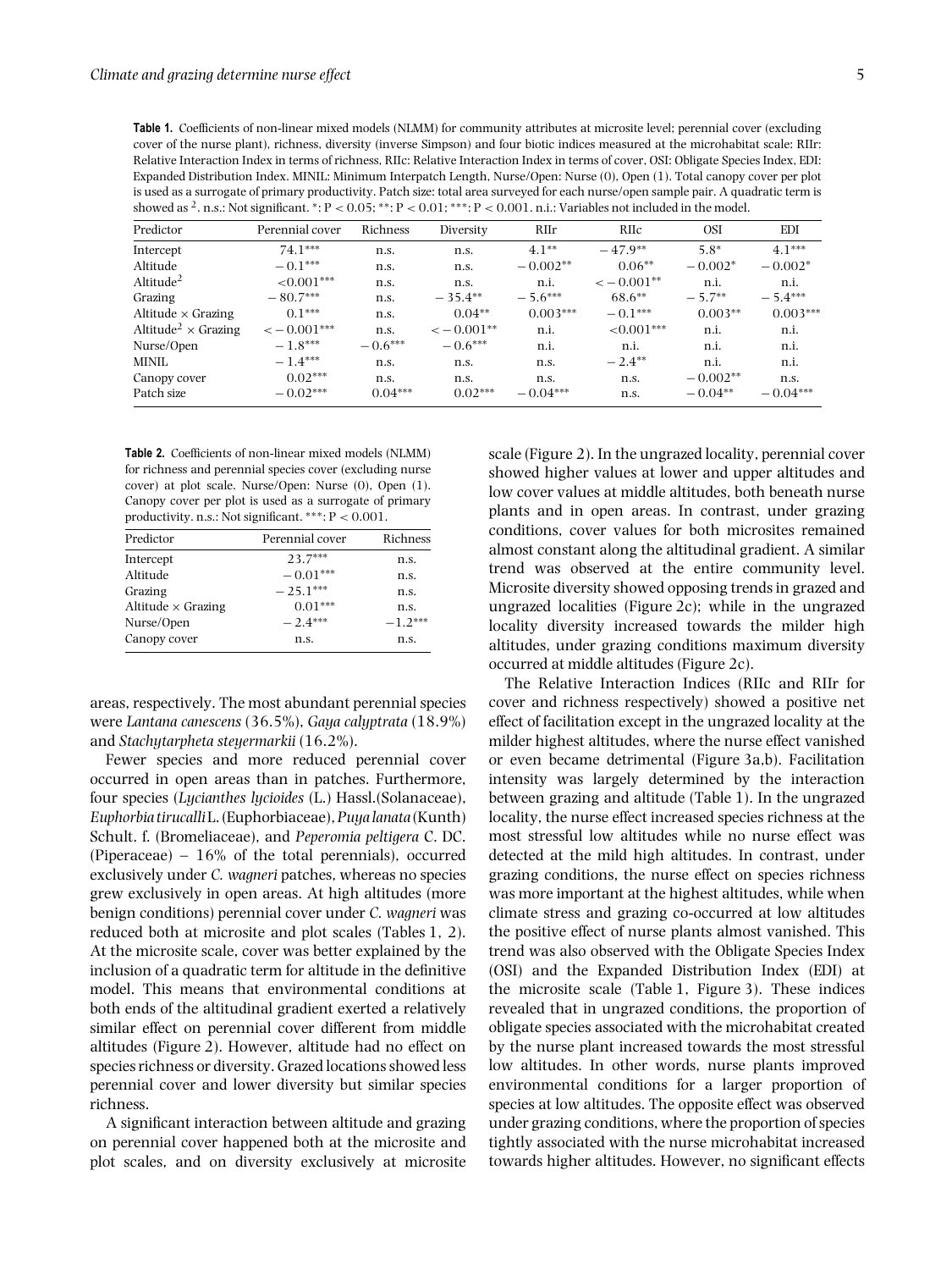**Table 1.** Coefficients of non-linear mixed models (NLMM) for community attributes at microsite level; perennial cover (excluding cover of the nurse plant), richness, diversity (inverse Simpson) and four biotic indices measured at the microhabitat scale: RIIr: Relative Interaction Index in terms of richness, RIIc: Relative Interaction Index in terms of cover, OSI: Obligate Species Index, EDI: Expanded Distribution Index. MINIL: Minimum Interpatch Length, Nurse/Open: Nurse (0), Open (1). Total canopy cover per plot is used as a surrogate of primary productivity. Patch size: total area surveyed for each nurse/open sample pair. A quadratic term is showed as $^2$. n.s.: Not significant. *: $P < 0.05$; **: $P < 0.01$; ***: $P < 0.001$. n.i.: Variables not included in the model.

| Predictor | Perennial cover | Richness | Diversity | RIIr | RIIc | OSI | EDI |
|---|---|---|---|---|---|---|---|
| Intercept | 74.1*** | n.s. | n.s. | 4.1** | −47.9** | 5.8* | 4.1*** |
| Altitude | −0.1*** | n.s. | n.s. | −0.002** | 0.06** | −0.002* | −0.002* |
| Altitude$^2$ | <0.001*** | n.s. | n.s. | n.i. | < −0.001** | n.i. | n.i. |
| Grazing | −80.7*** | n.s. | −35.4** | −5.6*** | 68.6** | −5.7** | −5.4*** |
| Altitude × Grazing | 0.1*** | n.s. | 0.04** | 0.003*** | −0.1*** | 0.003** | 0.003*** |
| Altitude$^2$ × Grazing | < −0.001*** | n.s. | < −0.001** | n.i. | <0.001*** | n.i. | n.i. |
| Nurse/Open | −1.8*** | −0.6*** | −0.6*** | n.i. | n.i. | n.i. | n.i. |
| MINIL | −1.4*** | n.s. | n.s. | n.s. | −2.4** | n.i. | n.i. |
| Canopy cover | 0.02*** | n.s. | n.s. | n.s. | n.s. | −0.002** | n.s. |
| Patch size | −0.02*** | 0.04*** | 0.02*** | −0.04*** | n.s. | −0.04** | −0.04*** |

**Table 2.** Coefficients of non-linear mixed models (NLMM) for richness and perennial species cover (excluding nurse cover) at plot scale. Nurse/Open: Nurse (0), Open (1). Canopy cover per plot is used as a surrogate of primary productivity. n.s.: Not significant. ***: $P < 0.001$.

| Predictor | Perennial cover | Richness |
|---|---|---|
| Intercept | 23.7*** | n.s. |
| Altitude | −0.01*** | n.s. |
| Grazing | −25.1*** | n.s. |
| Altitude × Grazing | 0.01*** | n.s. |
| Nurse/Open | −2.4*** | −1.2*** |
| Canopy cover | n.s. | n.s. |

areas, respectively. The most abundant perennial species were *Lantana canescens* (36.5%), *Gaya calyptrata* (18.9%) and *Stachytarpheta steyermarkii* (16.2%).

Fewer species and more reduced perennial cover occurred in open areas than in patches. Furthermore, four species (*Lycianthes lycioides* (L.) Hassl.(Solanaceae), *Euphorbia tirucalli* L. (Euphorbiaceae), *Puya lanata* (Kunth) Schult. f. (Bromeliaceae), and *Peperomia peltigera* C. DC. (Piperaceae) – 16% of the total perennials), occurred exclusively under *C. wagneri* patches, whereas no species grew exclusively in open areas. At high altitudes (more benign conditions) perennial cover under *C. wagneri* was reduced both at microsite and plot scales (Tables 1, 2). At the microsite scale, cover was better explained by the inclusion of a quadratic term for altitude in the definitive model. This means that environmental conditions at both ends of the altitudinal gradient exerted a relatively similar effect on perennial cover different from middle altitudes (Figure 2). However, altitude had no effect on species richness or diversity. Grazed locations showed less perennial cover and lower diversity but similar species richness.

A significant interaction between altitude and grazing on perennial cover happened both at the microsite and plot scales, and on diversity exclusively at microsite scale (Figure 2). In the ungrazed locality, perennial cover showed higher values at lower and upper altitudes and low cover values at middle altitudes, both beneath nurse plants and in open areas. In contrast, under grazing conditions, cover values for both microsites remained almost constant along the altitudinal gradient. A similar trend was observed at the entire community level. Microsite diversity showed opposing trends in grazed and ungrazed localities (Figure 2c); while in the ungrazed locality diversity increased towards the milder high altitudes, under grazing conditions maximum diversity occurred at middle altitudes (Figure 2c).

The Relative Interaction Indices (RIIc and RIIr for cover and richness respectively) showed a positive net effect of facilitation except in the ungrazed locality at the milder highest altitudes, where the nurse effect vanished or even became detrimental (Figure 3a,b). Facilitation intensity was largely determined by the interaction between grazing and altitude (Table 1). In the ungrazed locality, the nurse effect increased species richness at the most stressful low altitudes while no nurse effect was detected at the mild high altitudes. In contrast, under grazing conditions, the nurse effect on species richness was more important at the highest altitudes, while when climate stress and grazing co-occurred at low altitudes the positive effect of nurse plants almost vanished. This trend was also observed with the Obligate Species Index (OSI) and the Expanded Distribution Index (EDI) at the microsite scale (Table 1, Figure 3). These indices revealed that in ungrazed conditions, the proportion of obligate species associated with the microhabitat created by the nurse plant increased towards the most stressful low altitudes. In other words, nurse plants improved environmental conditions for a larger proportion of species at low altitudes. The opposite effect was observed under grazing conditions, where the proportion of species tightly associated with the nurse microhabitat increased towards higher altitudes. However, no significant effects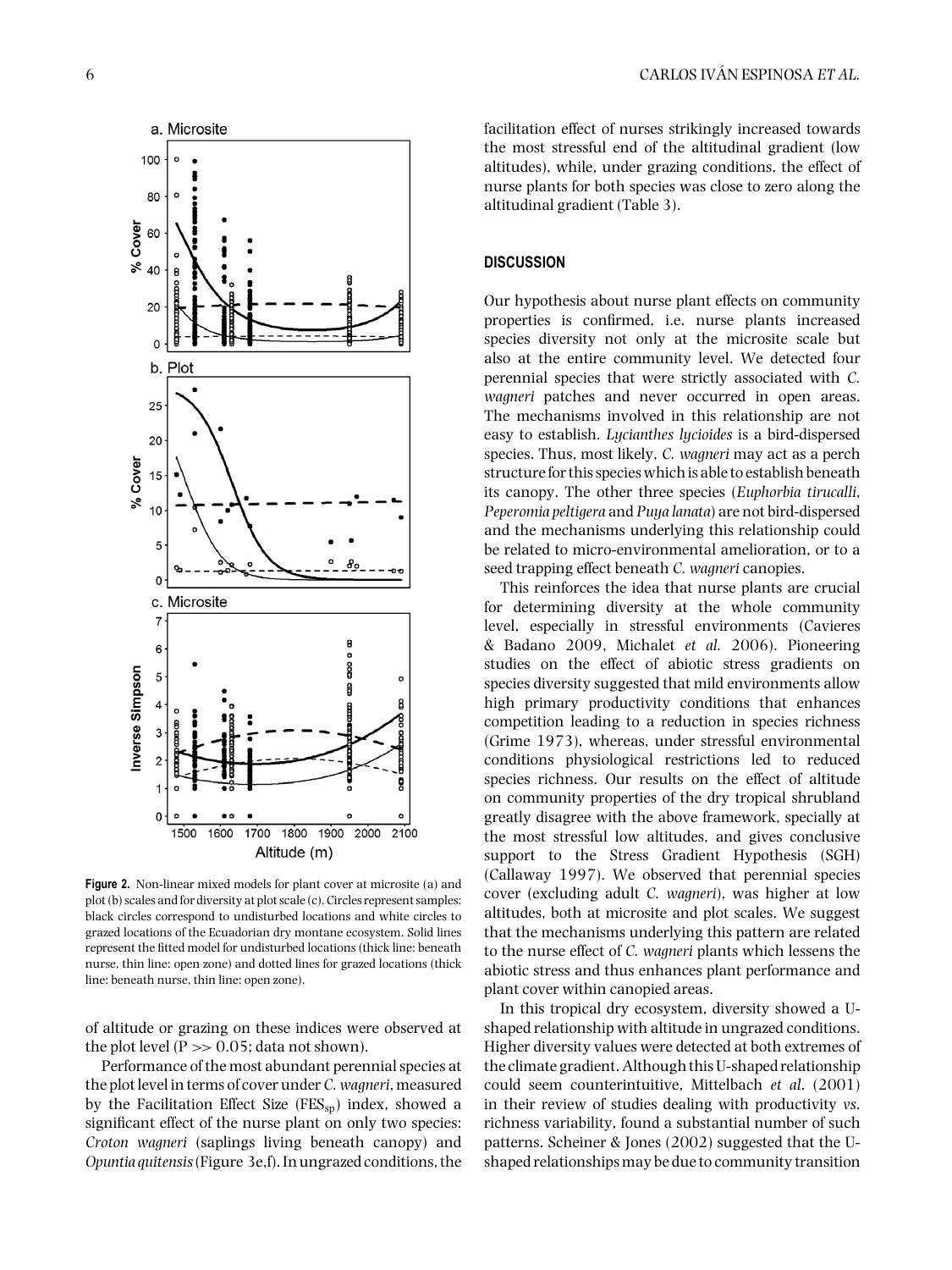Figure 2. Non-linear mixed models for plant cover at microsite (a) and plot (b) scales and for diversity at plot scale (c). Circles represent samples: black circles correspond to undisturbed locations and white circles to grazed locations of the Ecuadorian dry montane ecosystem. Solid lines represent the fitted model for undisturbed locations (thick line: beneath nurse, thin line: open zone) and dotted lines for grazed locations (thick line: beneath nurse, thin line: open zone).

of altitude or grazing on these indices were observed at the plot level ($P >> 0.05$; data not shown).

Performance of the most abundant perennial species at the plot level in terms of cover under *C. wagneri*, measured by the Facilitation Effect Size ($FES_{sp}$) index, showed a significant effect of the nurse plant on only two species: *Croton wagneri* (saplings living beneath canopy) and *Opuntia quitensis* (Figure 3e,f). In ungrazed conditions, the facilitation effect of nurses strikingly increased towards the most stressful end of the altitudinal gradient (low altitudes), while, under grazing conditions, the effect of nurse plants for both species was close to zero along the altitudinal gradient (Table 3).

## DISCUSSION

Our hypothesis about nurse plant effects on community properties is confirmed, i.e. nurse plants increased species diversity not only at the microsite scale but also at the entire community level. We detected four perennial species that were strictly associated with *C. wagneri* patches and never occurred in open areas. The mechanisms involved in this relationship are not easy to establish. *Lycianthes lycioides* is a bird-dispersed species. Thus, most likely, *C. wagneri* may act as a perch structure for this species which is able to establish beneath its canopy. The other three species (*Euphorbia tirucalli*, *Peperomia peltigera* and *Puya lanata*) are not bird-dispersed and the mechanisms underlying this relationship could be related to micro-environmental amelioration, or to a seed trapping effect beneath *C. wagneri* canopies.

This reinforces the idea that nurse plants are crucial for determining diversity at the whole community level, especially in stressful environments (Cavieres & Badano 2009, Michalet *et al.* 2006). Pioneering studies on the effect of abiotic stress gradients on species diversity suggested that mild environments allow high primary productivity conditions that enhances competition leading to a reduction in species richness (Grime 1973), whereas, under stressful environmental conditions physiological restrictions led to reduced species richness. Our results on the effect of altitude on community properties of the dry tropical shrubland greatly disagree with the above framework, specially at the most stressful low altitudes, and gives conclusive support to the Stress Gradient Hypothesis (SGH) (Callaway 1997). We observed that perennial species cover (excluding adult *C. wagneri*), was higher at low altitudes, both at microsite and plot scales. We suggest that the mechanisms underlying this pattern are related to the nurse effect of *C. wagneri* plants which lessens the abiotic stress and thus enhances plant performance and plant cover within canopied areas.

In this tropical dry ecosystem, diversity showed a U-shaped relationship with altitude in ungrazed conditions. Higher diversity values were detected at both extremes of the climate gradient. Although this U-shaped relationship could seem counterintuitive, Mittelbach *et al.* (2001) in their review of studies dealing with productivity *vs.* richness variability, found a substantial number of such patterns. Scheiner & Jones (2002) suggested that the U-shaped relationships may be due to community transition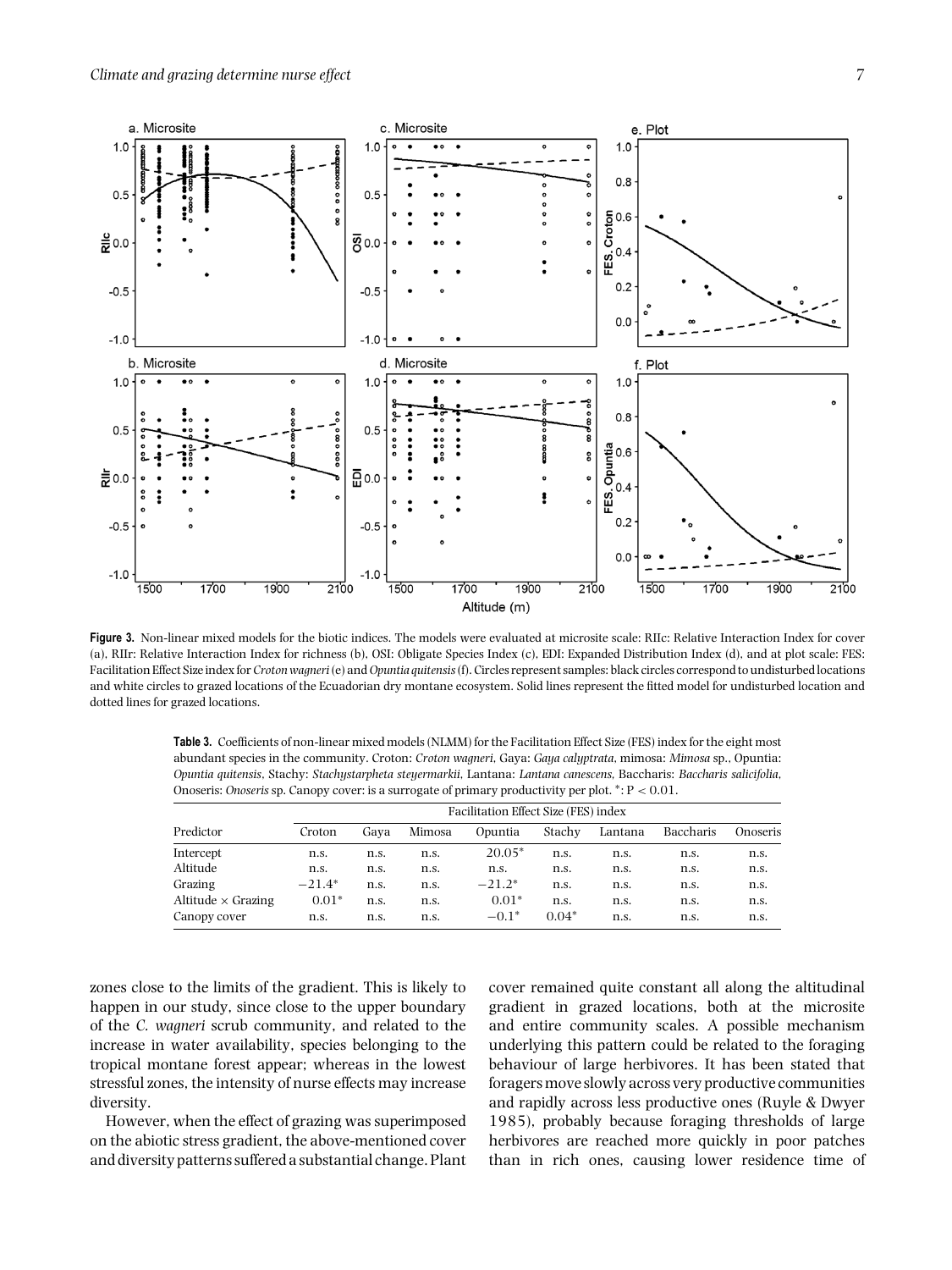**Figure 3.** Non-linear mixed models for the biotic indices. The models were evaluated at microsite scale: RIIc: Relative Interaction Index for cover (a), RIIr: Relative Interaction Index for richness (b), OSI: Obligate Species Index (c), EDI: Expanded Distribution Index (d), and at plot scale: FES: Facilitation Effect Size index for *Croton wagneri* (e) and *Opuntia quitensis* (f). Circles represent samples: black circles correspond to undisturbed locations and white circles to grazed locations of the Ecuadorian dry montane ecosystem. Solid lines represent the fitted model for undisturbed location and dotted lines for grazed locations.

**Table 3.** Coefficients of non-linear mixed models (NLMM) for the Facilitation Effect Size (FES) index for the eight most abundant species in the community. Croton: *Croton wagneri*, Gaya: *Gaya calyptrata*, mimosa: *Mimosa* sp., Opuntia: *Opuntia quitensis*, Stachy: *Stachystarpheta steyermarkii*, Lantana: *Lantana canescens*, Baccharis: *Baccharis salicifolia*, Onoseris: *Onoseris* sp. Canopy cover: is a surrogate of primary productivity per plot. *: $P < 0.01$.

| Predictor | Facilitation Effect Size (FES) index | | | | | | | |
|---|---|---|---|---|---|---|---|---|
| | Croton | Gaya | Mimosa | Opuntia | Stachy | Lantana | Baccharis | Onoseris |
| Intercept | n.s. | n.s. | n.s. | 20.05* | n.s. | n.s. | n.s. | n.s. |
| Altitude | n.s. | n.s. | n.s. | n.s. | n.s. | n.s. | n.s. | n.s. |
| Grazing | −21.4* | n.s. | n.s. | −21.2* | n.s. | n.s. | n.s. | n.s. |
| Altitude × Grazing | 0.01* | n.s. | n.s. | 0.01* | n.s. | n.s. | n.s. | n.s. |
| Canopy cover | n.s. | n.s. | n.s. | −0.1* | 0.04* | n.s. | n.s. | n.s. |

zones close to the limits of the gradient. This is likely to happen in our study, since close to the upper boundary of the *C. wagneri* scrub community, and related to the increase in water availability, species belonging to the tropical montane forest appear; whereas in the lowest stressful zones, the intensity of nurse effects may increase diversity.

However, when the effect of grazing was superimposed on the abiotic stress gradient, the above-mentioned cover and diversity patterns suffered a substantial change. Plant cover remained quite constant all along the altitudinal gradient in grazed locations, both at the microsite and entire community scales. A possible mechanism underlying this pattern could be related to the foraging behaviour of large herbivores. It has been stated that foragers move slowly across very productive communities and rapidly across less productive ones (Ruyle & Dwyer 1985), probably because foraging thresholds of large herbivores are reached more quickly in poor patches than in rich ones, causing lower residence time of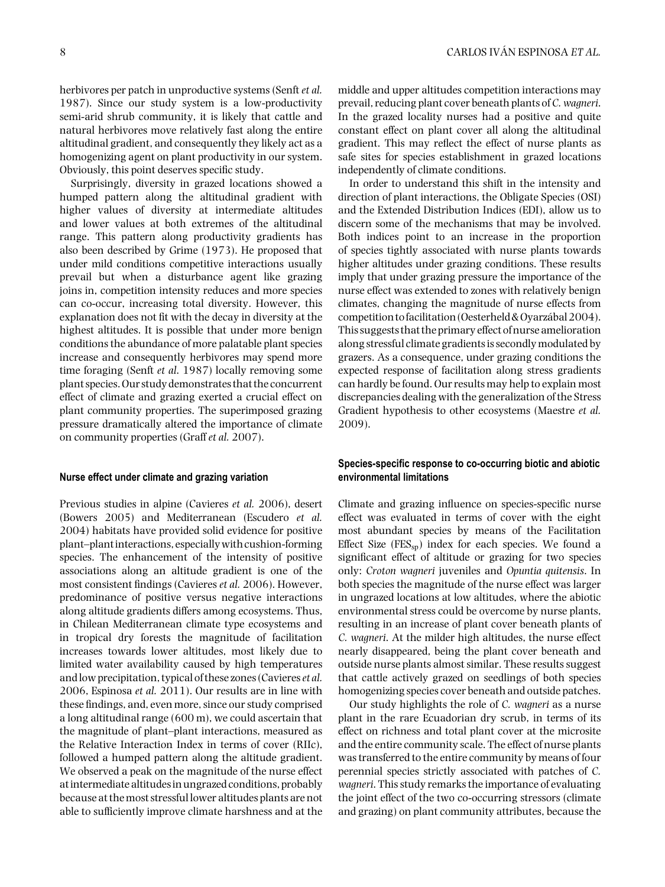herbivores per patch in unproductive systems (Senft *et al.* 1987). Since our study system is a low-productivity semi-arid shrub community, it is likely that cattle and natural herbivores move relatively fast along the entire altitudinal gradient, and consequently they likely act as a homogenizing agent on plant productivity in our system. Obviously, this point deserves specific study.

Surprisingly, diversity in grazed locations showed a humped pattern along the altitudinal gradient with higher values of diversity at intermediate altitudes and lower values at both extremes of the altitudinal range. This pattern along productivity gradients has also been described by Grime (1973). He proposed that under mild conditions competitive interactions usually prevail but when a disturbance agent like grazing joins in, competition intensity reduces and more species can co-occur, increasing total diversity. However, this explanation does not fit with the decay in diversity at the highest altitudes. It is possible that under more benign conditions the abundance of more palatable plant species increase and consequently herbivores may spend more time foraging (Senft *et al.* 1987) locally removing some plant species. Our study demonstrates that the concurrent effect of climate and grazing exerted a crucial effect on plant community properties. The superimposed grazing pressure dramatically altered the importance of climate on community properties (Graff *et al.* 2007).

#### Nurse effect under climate and grazing variation

Previous studies in alpine (Cavieres *et al.* 2006), desert (Bowers 2005) and Mediterranean (Escudero *et al.* 2004) habitats have provided solid evidence for positive plant–plant interactions, especially with cushion-forming species. The enhancement of the intensity of positive associations along an altitude gradient is one of the most consistent findings (Cavieres *et al.* 2006). However, predominance of positive versus negative interactions along altitude gradients differs among ecosystems. Thus, in Chilean Mediterranean climate type ecosystems and in tropical dry forests the magnitude of facilitation increases towards lower altitudes, most likely due to limited water availability caused by high temperatures and low precipitation, typical of these zones (Cavieres *et al.* 2006, Espinosa *et al.* 2011). Our results are in line with these findings, and, even more, since our study comprised a long altitudinal range (600 m), we could ascertain that the magnitude of plant–plant interactions, measured as the Relative Interaction Index in terms of cover (RIIc), followed a humped pattern along the altitude gradient. We observed a peak on the magnitude of the nurse effect at intermediate altitudes in ungrazed conditions, probably because at the most stressful lower altitudes plants are not able to sufficiently improve climate harshness and at the middle and upper altitudes competition interactions may prevail, reducing plant cover beneath plants of *C. wagneri*. In the grazed locality nurses had a positive and quite constant effect on plant cover all along the altitudinal gradient. This may reflect the effect of nurse plants as safe sites for species establishment in grazed locations independently of climate conditions.

In order to understand this shift in the intensity and direction of plant interactions, the Obligate Species (OSI) and the Extended Distribution Indices (EDI), allow us to discern some of the mechanisms that may be involved. Both indices point to an increase in the proportion of species tightly associated with nurse plants towards higher altitudes under grazing conditions. These results imply that under grazing pressure the importance of the nurse effect was extended to zones with relatively benign climates, changing the magnitude of nurse effects from competition to facilitation (Oesterheld & Oyarzábal 2004). This suggests that the primary effect of nurse amelioration along stressful climate gradients is secondly modulated by grazers. As a consequence, under grazing conditions the expected response of facilitation along stress gradients can hardly be found. Our results may help to explain most discrepancies dealing with the generalization of the Stress Gradient hypothesis to other ecosystems (Maestre *et al.* 2009).

#### Species-specific response to co-occurring biotic and abiotic environmental limitations

Climate and grazing influence on species-specific nurse effect was evaluated in terms of cover with the eight most abundant species by means of the Facilitation Effect Size ($FES_{sp}$) index for each species. We found a significant effect of altitude or grazing for two species only: *Croton wagneri* juveniles and *Opuntia quitensis*. In both species the magnitude of the nurse effect was larger in ungrazed locations at low altitudes, where the abiotic environmental stress could be overcome by nurse plants, resulting in an increase of plant cover beneath plants of *C. wagneri*. At the milder high altitudes, the nurse effect nearly disappeared, being the plant cover beneath and outside nurse plants almost similar. These results suggest that cattle actively grazed on seedlings of both species homogenizing species cover beneath and outside patches.

Our study highlights the role of *C. wagneri* as a nurse plant in the rare Ecuadorian dry scrub, in terms of its effect on richness and total plant cover at the microsite and the entire community scale. The effect of nurse plants was transferred to the entire community by means of four perennial species strictly associated with patches of *C. wagneri*. This study remarks the importance of evaluating the joint effect of the two co-occurring stressors (climate and grazing) on plant community attributes, because the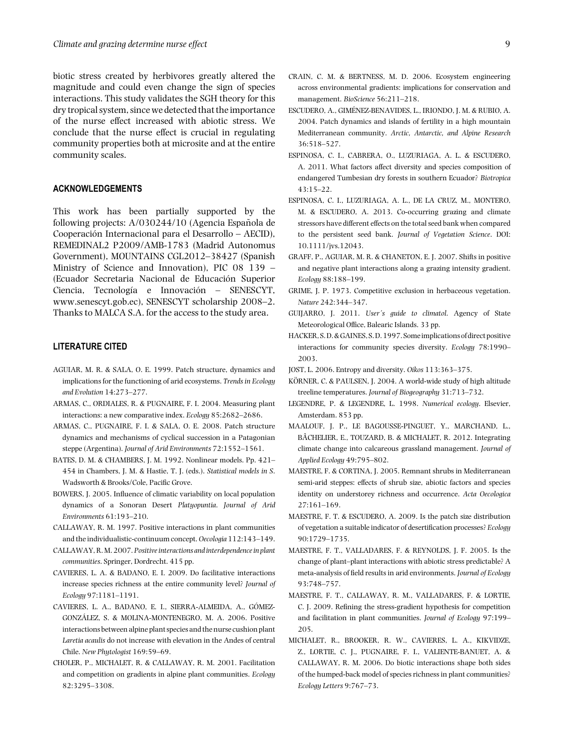biotic stress created by herbivores greatly altered the magnitude and could even change the sign of species interactions. This study validates the SGH theory for this dry tropical system, since we detected that the importance of the nurse effect increased with abiotic stress. We conclude that the nurse effect is crucial in regulating community properties both at microsite and at the entire community scales.

## ACKNOWLEDGEMENTS

This work has been partially supported by the following projects: A/030244/10 (Agencia Española de Cooperación Internacional para el Desarrollo – AECID), REMEDINAL2 P2009/AMB-1783 (Madrid Autonomus Government), MOUNTAINS CGL2012–38427 (Spanish Ministry of Science and Innovation), PIC 08 139 – (Ecuador Secretaria Nacional de Educación Superior Ciencia, Tecnología e Innovación – SENESCYT, www.senescyt.gob.ec), SENESCYT scholarship 2008–2. Thanks to MALCA S.A. for the access to the study area.

## LITERATURE CITED

AGUIAR, M. R. & SALA, O. E. 1999. Patch structure, dynamics and implications for the functioning of arid ecosystems. *Trends in Ecology and Evolution* 14:273–277.

ARMAS, C., ORDIALES, R. & PUGNAIRE, F. I. 2004. Measuring plant interactions: a new comparative index. *Ecology* 85:2682–2686.

ARMAS, C., PUGNAIRE, F. I. & SALA, O. E. 2008. Patch structure dynamics and mechanisms of cyclical succession in a Patagonian steppe (Argentina). *Journal of Arid Environments* 72:1552–1561.

BATES, D. M. & CHAMBERS, J. M. 1992. Nonlinear models. Pp. 421–454 in Chambers, J. M. & Hastie, T. J. (eds.). *Statistical models in S*. Wadsworth & Brooks/Cole, Pacific Grove.

BOWERS, J. 2005. Influence of climatic variability on local population dynamics of a Sonoran Desert *Platyopuntia*. *Journal of Arid Environments* 61:193–210.

CALLAWAY, R. M. 1997. Positive interactions in plant communities and the individualistic-continuum concept. *Oecologia* 112:143–149.

CALLAWAY, R. M. 2007. *Positive interactions and interdependence in plant communities*. Springer, Dordrecht. 415 pp.

CAVIERES, L. A. & BADANO, E. I. 2009. Do facilitative interactions increase species richness at the entire community level? *Journal of Ecology* 97:1181–1191.

CAVIERES, L. A., BADANO, E. I., SIERRA-ALMEIDA, A., GÓMEZ-GONZÁLEZ, S. & MOLINA-MONTENEGRO, M. A. 2006. Positive interactions between alpine plant species and the nurse cushion plant *Laretia acaulis* do not increase with elevation in the Andes of central Chile. *New Phytologist* 169:59–69.

CHOLER, P., MICHALET, R. & CALLAWAY, R. M. 2001. Facilitation and competition on gradients in alpine plant communities. *Ecology* 82:3295–3308.

CRAIN, C. M. & BERTNESS, M. D. 2006. Ecosystem engineering across environmental gradients: implications for conservation and management. *BioScience* 56:211–218.

ESCUDERO, A., GIMÉNEZ-BENAVIDES, L., IRIONDO, J. M. & RUBIO, A. 2004. Patch dynamics and islands of fertility in a high mountain Mediterranean community. *Arctic, Antarctic, and Alpine Research* 36:518–527.

ESPINOSA, C. I., CABRERA, O., LUZURIAGA, A. L. & ESCUDERO, A. 2011. What factors affect diversity and species composition of endangered Tumbesian dry forests in southern Ecuador? *Biotropica* 43:15–22.

ESPINOSA, C. I., LUZURIAGA, A. L., DE LA CRUZ, M., MONTERO, M. & ESCUDERO, A. 2013. Co-occurring grazing and climate stressors have different effects on the total seed bank when compared to the persistent seed bank. *Journal of Vegetation Science*. DOI: 10.1111/jvs.12043.

GRAFF, P., AGUIAR, M. R. & CHANETON, E. J. 2007. Shifts in positive and negative plant interactions along a grazing intensity gradient. *Ecology* 88:188–199.

GRIME, J. P. 1973. Competitive exclusion in herbaceous vegetation. *Nature* 242:344–347.

GUIJARRO, J. 2011. *User's guide to climatol*. Agency of State Meteorological Office, Balearic Islands. 33 pp.

HACKER, S. D. & GAINES, S. D. 1997. Some implications of direct positive interactions for community species diversity. *Ecology* 78:1990–2003.

JOST, L. 2006. Entropy and diversity. *Oikos* 113:363–375.

KÖRNER, C. & PAULSEN, J. 2004. A world-wide study of high altitude treeline temperatures. *Journal of Biogeography* 31:713–732.

LEGENDRE, P. & LEGENDRE, L. 1998. *Numerical ecology*. Elsevier, Amsterdam. 853 pp.

MAALOUF, J. P., LE BAGOUSSE-PINGUET, Y., MARCHAND, L., BÂCHELIER, E., TOUZARD, B. & MICHALET, R. 2012. Integrating climate change into calcareous grassland management. *Journal of Applied Ecology* 49:795–802.

MAESTRE, F. & CORTINA, J. 2005. Remnant shrubs in Mediterranean semi-arid steppes: effects of shrub size, abiotic factors and species identity on understorey richness and occurrence. *Acta Oecologica* 27:161–169.

MAESTRE, F. T. & ESCUDERO, A. 2009. Is the patch size distribution of vegetation a suitable indicator of desertification processes? *Ecology* 90:1729–1735.

MAESTRE, F. T., VALLADARES, F. & REYNOLDS, J. F. 2005. Is the change of plant–plant interactions with abiotic stress predictable? A meta-analysis of field results in arid environments. *Journal of Ecology* 93:748–757.

MAESTRE, F. T., CALLAWAY, R. M., VALLADARES, F. & LORTIE, C. J. 2009. Refining the stress-gradient hypothesis for competition and facilitation in plant communities. *Journal of Ecology* 97:199–205.

MICHALET, R., BROOKER, R. W., CAVIERES, L. A., KIKVIDZE, Z., LORTIE, C. J., PUGNAIRE, F. I., VALIENTE-BANUET, A. & CALLAWAY, R. M. 2006. Do biotic interactions shape both sides of the humped-back model of species richness in plant communities? *Ecology Letters* 9:767–73.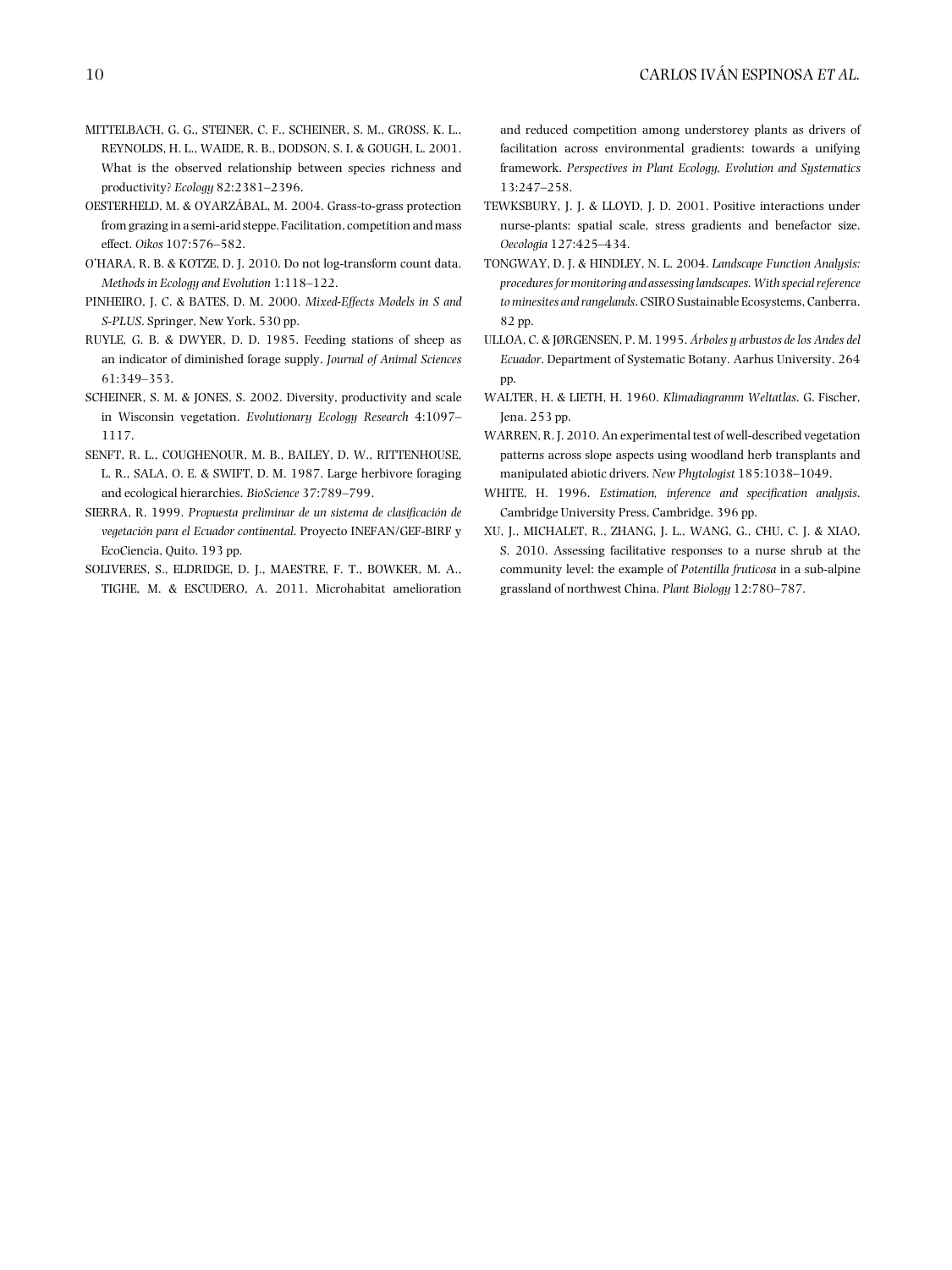MITTELBACH, G. G., STEINER, C. F., SCHEINER, S. M., GROSS, K. L., REYNOLDS, H. L., WAIDE, R. B., DODSON, S. I. & GOUGH, L. 2001. What is the observed relationship between species richness and productivity? *Ecology* 82:2381–2396.

OESTERHELD, M. & OYARZÁBAL, M. 2004. Grass-to-grass protection from grazing in a semi-arid steppe. Facilitation, competition and mass effect. *Oikos* 107:576–582.

O'HARA, R. B. & KOTZE, D. J. 2010. Do not log-transform count data. *Methods in Ecology and Evolution* 1:118–122.

PINHEIRO, J. C. & BATES, D. M. 2000. *Mixed-Effects Models in S and S-PLUS*. Springer, New York. 530 pp.

RUYLE, G. B. & DWYER, D. D. 1985. Feeding stations of sheep as an indicator of diminished forage supply. *Journal of Animal Sciences* 61:349–353.

SCHEINER, S. M. & JONES, S. 2002. Diversity, productivity and scale in Wisconsin vegetation. *Evolutionary Ecology Research* 4:1097–1117.

SENFT, R. L., COUGHENOUR, M. B., BAILEY, D. W., RITTENHOUSE, L. R., SALA, O. E. & SWIFT, D. M. 1987. Large herbivore foraging and ecological hierarchies. *BioScience* 37:789–799.

SIERRA, R. 1999. *Propuesta preliminar de un sistema de clasificación de vegetación para el Ecuador continental*. Proyecto INEFAN/GEF-BIRF y EcoCiencia, Quito. 193 pp.

SOLIVERES, S., ELDRIDGE, D. J., MAESTRE, F. T., BOWKER, M. A., TIGHE, M. & ESCUDERO, A. 2011. Microhabitat amelioration and reduced competition among understorey plants as drivers of facilitation across environmental gradients: towards a unifying framework. *Perspectives in Plant Ecology, Evolution and Systematics* 13:247–258.

TEWKSBURY, J. J. & LLOYD, J. D. 2001. Positive interactions under nurse-plants: spatial scale, stress gradients and benefactor size. *Oecologia* 127:425–434.

TONGWAY, D. J. & HINDLEY, N. L. 2004. *Landscape Function Analysis: procedures for monitoring and assessing landscapes. With special reference to minesites and rangelands*. CSIRO Sustainable Ecosystems, Canberra. 82 pp.

ULLOA, C. & JØRGENSEN, P. M. 1995. *Árboles y arbustos de los Andes del Ecuador*. Department of Systematic Botany. Aarhus University. 264 pp.

WALTER, H. & LIETH, H. 1960. *Klimadiagramm Weltatlas*. G. Fischer, Jena. 253 pp.

WARREN, R. J. 2010. An experimental test of well-described vegetation patterns across slope aspects using woodland herb transplants and manipulated abiotic drivers. *New Phytologist* 185:1038–1049.

WHITE, H. 1996. *Estimation, inference and specification analysis*. Cambridge University Press, Cambridge. 396 pp.

XU, J., MICHALET, R., ZHANG, J. L., WANG, G., CHU, C. J. & XIAO, S. 2010. Assessing facilitative responses to a nurse shrub at the community level: the example of *Potentilla fruticosa* in a sub-alpine grassland of northwest China. *Plant Biology* 12:780–787.